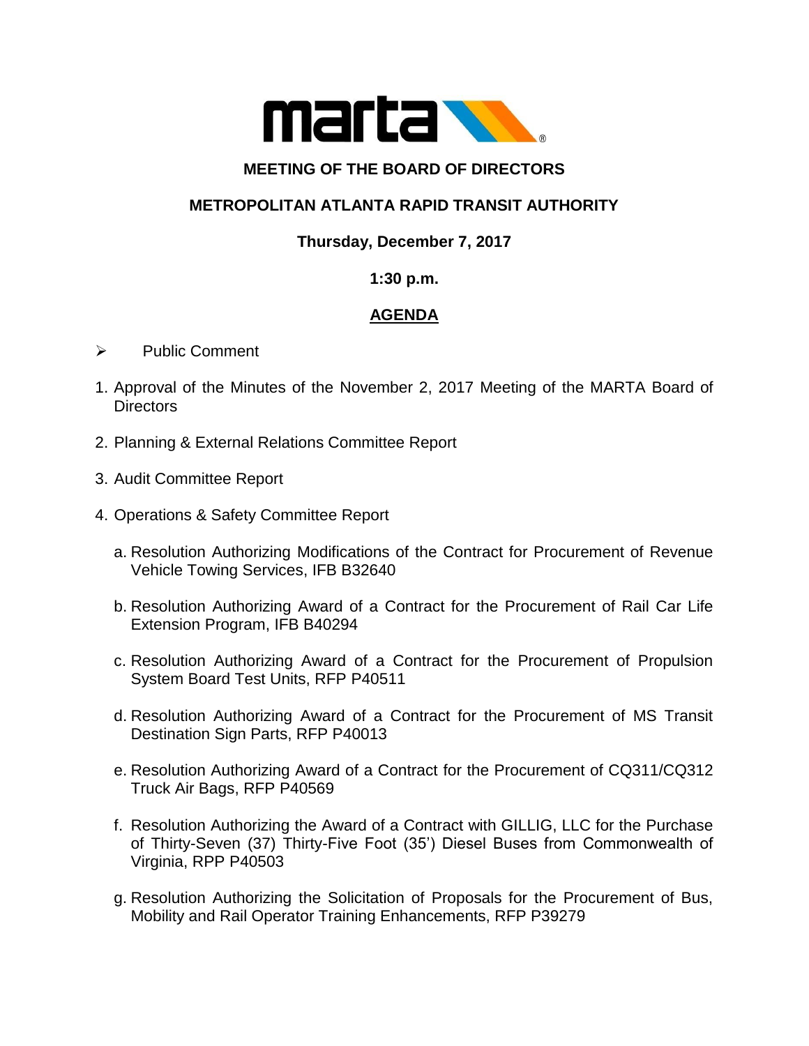# MEETING OF THE BOARD OF DIRECTORS

## METROPOLITAN ATLANTA RAPID TRANSIT AUTHORITY

**Thursday, December 7, 2017**

**1:30 p.m.**

**AGENDA**

- Public Comment

1. Approval of the Minutes of the November 2, 2017 Meeting of the MARTA Board of Directors
2. Planning & External Relations Committee Report
3. Audit Committee Report
4. Operations & Safety Committee Report

   a. Resolution Authorizing Modifications of the Contract for Procurement of Revenue Vehicle Towing Services, IFB B32640

   b. Resolution Authorizing Award of a Contract for the Procurement of Rail Car Life Extension Program, IFB B40294

   c. Resolution Authorizing Award of a Contract for the Procurement of Propulsion System Board Test Units, RFP P40511

   d. Resolution Authorizing Award of a Contract for the Procurement of MS Transit Destination Sign Parts, RFP P40013

   e. Resolution Authorizing Award of a Contract for the Procurement of CQ311/CQ312 Truck Air Bags, RFP P40569

   f. Resolution Authorizing the Award of a Contract with GILLIG, LLC for the Purchase of Thirty-Seven (37) Thirty-Five Foot (35') Diesel Buses from Commonwealth of Virginia, RPP P40503

   g. Resolution Authorizing the Solicitation of Proposals for the Procurement of Bus, Mobility and Rail Operator Training Enhancements, RFP P39279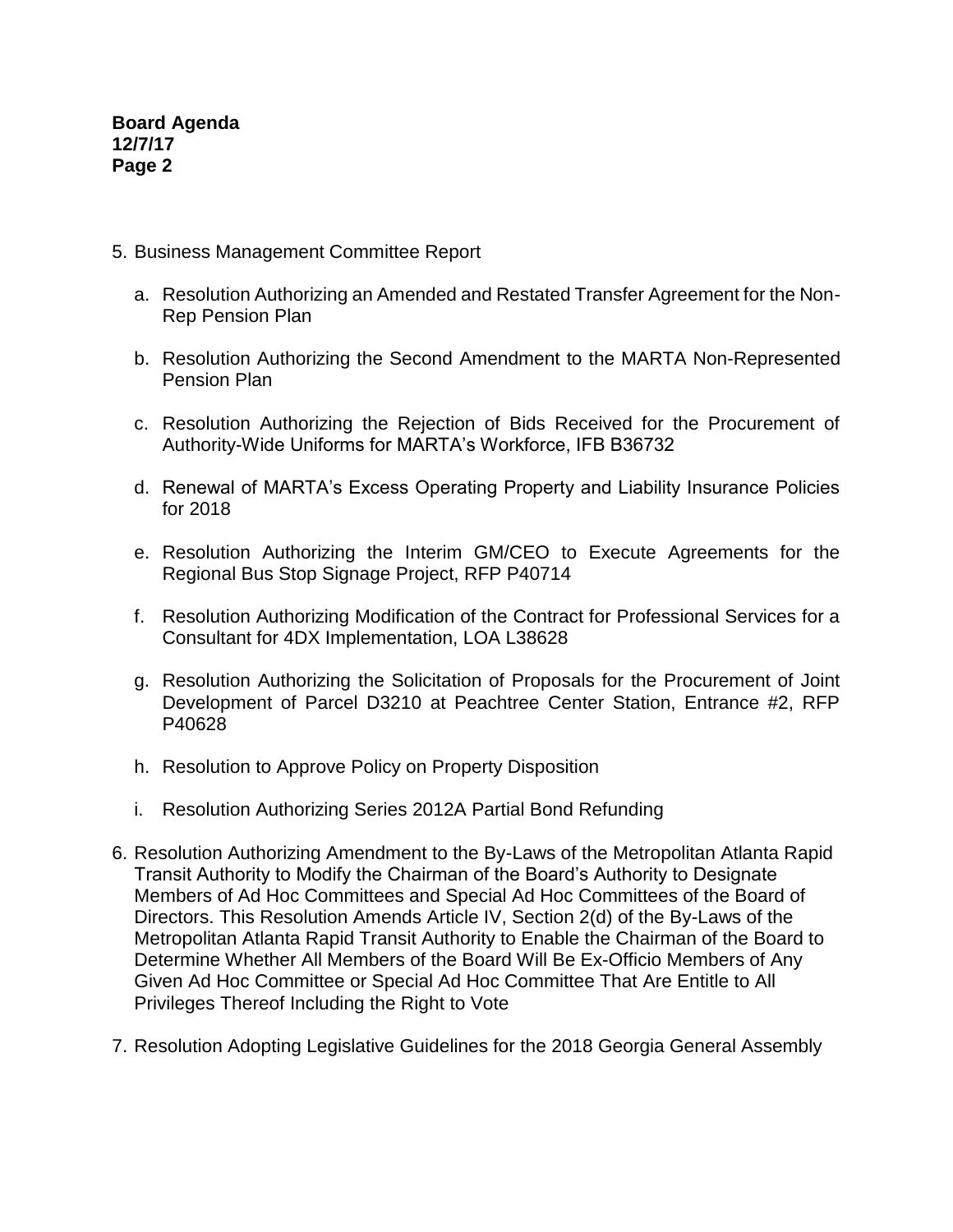5. Business Management Committee Report

    a. Resolution Authorizing an Amended and Restated Transfer Agreement for the Non-Rep Pension Plan

    b. Resolution Authorizing the Second Amendment to the MARTA Non-Represented Pension Plan

    c. Resolution Authorizing the Rejection of Bids Received for the Procurement of Authority-Wide Uniforms for MARTA's Workforce, IFB B36732

    d. Renewal of MARTA's Excess Operating Property and Liability Insurance Policies for 2018

    e. Resolution Authorizing the Interim GM/CEO to Execute Agreements for the Regional Bus Stop Signage Project, RFP P40714

    f. Resolution Authorizing Modification of the Contract for Professional Services for a Consultant for 4DX Implementation, LOA L38628

    g. Resolution Authorizing the Solicitation of Proposals for the Procurement of Joint Development of Parcel D3210 at Peachtree Center Station, Entrance #2, RFP P40628

    h. Resolution to Approve Policy on Property Disposition

    i. Resolution Authorizing Series 2012A Partial Bond Refunding

6. Resolution Authorizing Amendment to the By-Laws of the Metropolitan Atlanta Rapid Transit Authority to Modify the Chairman of the Board's Authority to Designate Members of Ad Hoc Committees and Special Ad Hoc Committees of the Board of Directors. This Resolution Amends Article IV, Section 2(d) of the By-Laws of the Metropolitan Atlanta Rapid Transit Authority to Enable the Chairman of the Board to Determine Whether All Members of the Board Will Be Ex-Officio Members of Any Given Ad Hoc Committee or Special Ad Hoc Committee That Are Entitle to All Privileges Thereof Including the Right to Vote

7. Resolution Adopting Legislative Guidelines for the 2018 Georgia General Assembly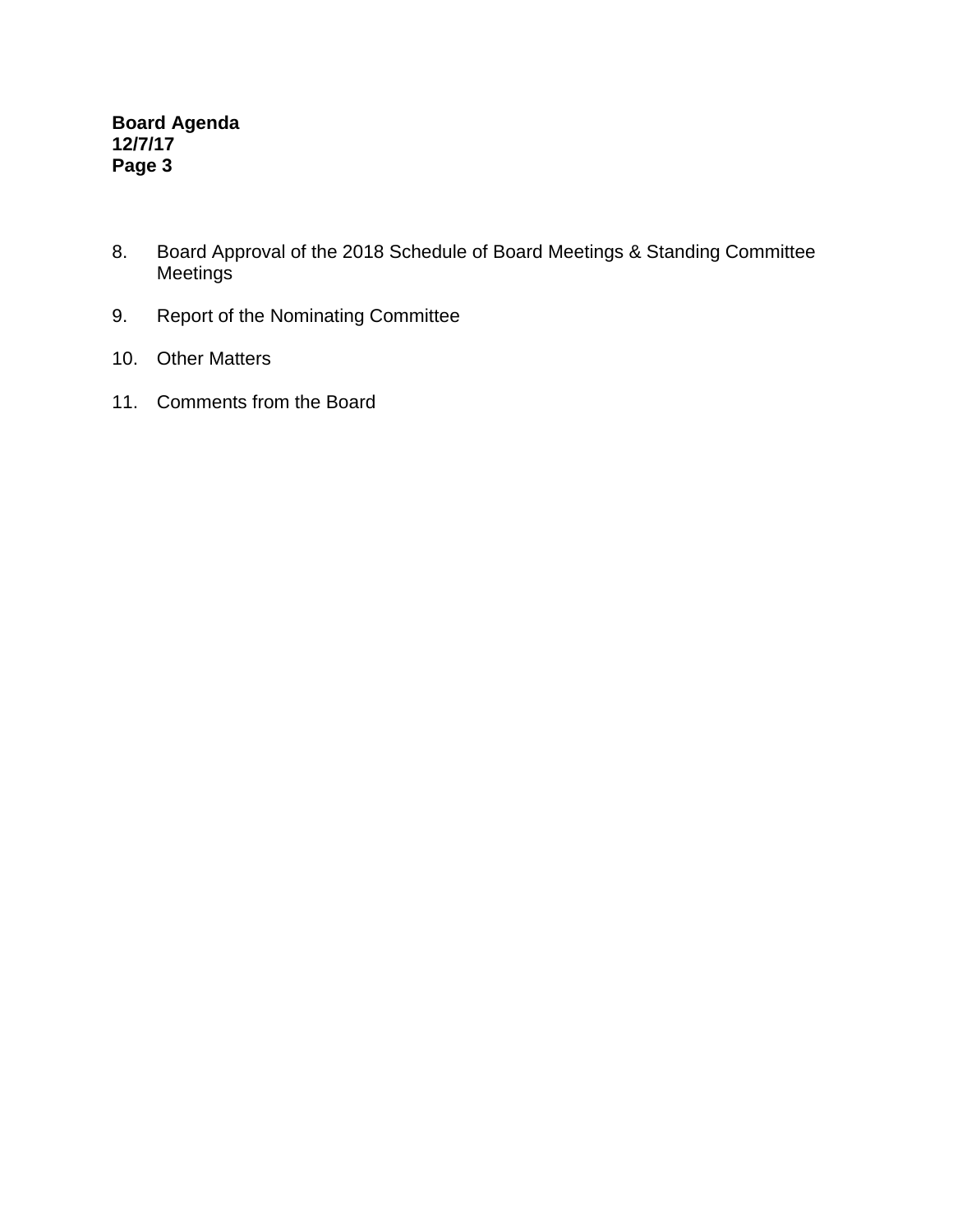8. Board Approval of the 2018 Schedule of Board Meetings & Standing Committee Meetings

9. Report of the Nominating Committee

10. Other Matters

11. Comments from the Board